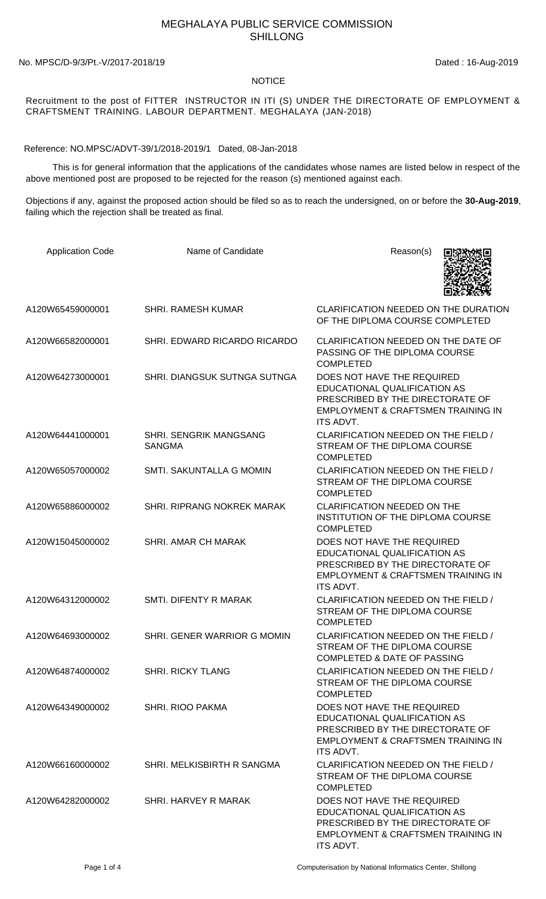# MEGHALAYA PUBLIC SERVICE COMMISSION
## SHILLONG

No. MPSC/D-9/3/Pt.-V/2017-2018/19 Dated : 16-Aug-2019

### NOTICE

Recruitment to the post of FITTER INSTRUCTOR IN ITI (S) UNDER THE DIRECTORATE OF EMPLOYMENT & CRAFTSMENT TRAINING. LABOUR DEPARTMENT. MEGHALAYA (JAN-2018)

Reference: NO.MPSC/ADVT-39/1/2018-2019/1 Dated, 08-Jan-2018

This is for general information that the applications of the candidates whose names are listed below in respect of the above mentioned post are proposed to be rejected for the reason (s) mentioned against each.

Objections if any, against the proposed action should be filed so as to reach the undersigned, on or before the **30-Aug-2019**, failing which the rejection shall be treated as final.

| Application Code | Name of Candidate | Reason(s) |
|---|---|---|
| A120W65459000001 | SHRI. RAMESH KUMAR | CLARIFICATION NEEDED ON THE DURATION OF THE DIPLOMA COURSE COMPLETED |
| A120W66582000001 | SHRI. EDWARD RICARDO RICARDO | CLARIFICATION NEEDED ON THE DATE OF PASSING OF THE DIPLOMA COURSE COMPLETED |
| A120W64273000001 | SHRI. DIANGSUK SUTNGA SUTNGA | DOES NOT HAVE THE REQUIRED EDUCATIONAL QUALIFICATION AS PRESCRIBED BY THE DIRECTORATE OF EMPLOYMENT & CRAFTSMEN TRAINING IN ITS ADVT. |
| A120W64441000001 | SHRI. SENGRIK MANGSANG SANGMA | CLARIFICATION NEEDED ON THE FIELD / STREAM OF THE DIPLOMA COURSE COMPLETED |
| A120W65057000002 | SMTI. SAKUNTALLA G MOMIN | CLARIFICATION NEEDED ON THE FIELD / STREAM OF THE DIPLOMA COURSE COMPLETED |
| A120W65886000002 | SHRI. RIPRANG NOKREK MARAK | CLARIFICATION NEEDED ON THE INSTITUTION OF THE DIPLOMA COURSE COMPLETED |
| A120W15045000002 | SHRI. AMAR CH MARAK | DOES NOT HAVE THE REQUIRED EDUCATIONAL QUALIFICATION AS PRESCRIBED BY THE DIRECTORATE OF EMPLOYMENT & CRAFTSMEN TRAINING IN ITS ADVT. |
| A120W64312000002 | SMTI. DIFENTY R MARAK | CLARIFICATION NEEDED ON THE FIELD / STREAM OF THE DIPLOMA COURSE COMPLETED |
| A120W64693000002 | SHRI. GENER WARRIOR G MOMIN | CLARIFICATION NEEDED ON THE FIELD / STREAM OF THE DIPLOMA COURSE COMPLETED & DATE OF PASSING |
| A120W64874000002 | SHRI. RICKY TLANG | CLARIFICATION NEEDED ON THE FIELD / STREAM OF THE DIPLOMA COURSE COMPLETED |
| A120W64349000002 | SHRI. RIOO PAKMA | DOES NOT HAVE THE REQUIRED EDUCATIONAL QUALIFICATION AS PRESCRIBED BY THE DIRECTORATE OF EMPLOYMENT & CRAFTSMEN TRAINING IN ITS ADVT. |
| A120W66160000002 | SHRI. MELKISBIRTH R SANGMA | CLARIFICATION NEEDED ON THE FIELD / STREAM OF THE DIPLOMA COURSE COMPLETED |
| A120W64282000002 | SHRI. HARVEY R MARAK | DOES NOT HAVE THE REQUIRED EDUCATIONAL QUALIFICATION AS PRESCRIBED BY THE DIRECTORATE OF EMPLOYMENT & CRAFTSMEN TRAINING IN ITS ADVT. |

Computerisation by National Informatics Center, Shillong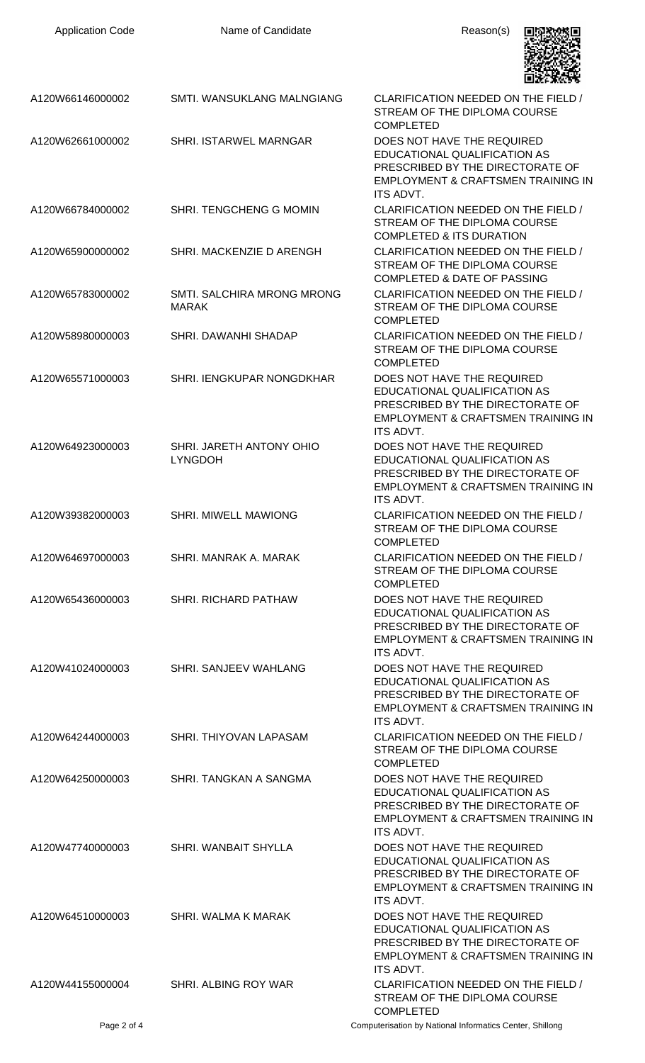| Application Code | Name of Candidate | Reason(s) |
|---|---|---|
| A120W66146000002 | SMTI. WANSUKLANG MALNGIANG | CLARIFICATION NEEDED ON THE FIELD / STREAM OF THE DIPLOMA COURSE COMPLETED |
| A120W62661000002 | SHRI. ISTARWEL MARNGAR | DOES NOT HAVE THE REQUIRED EDUCATIONAL QUALIFICATION AS PRESCRIBED BY THE DIRECTORATE OF EMPLOYMENT & CRAFTSMEN TRAINING IN ITS ADVT. |
| A120W66784000002 | SHRI. TENGCHENG G MOMIN | CLARIFICATION NEEDED ON THE FIELD / STREAM OF THE DIPLOMA COURSE COMPLETED & ITS DURATION |
| A120W65900000002 | SHRI. MACKENZIE D ARENGH | CLARIFICATION NEEDED ON THE FIELD / STREAM OF THE DIPLOMA COURSE COMPLETED & DATE OF PASSING |
| A120W65783000002 | SMTI. SALCHIRA MRONG MRONG MARAK | CLARIFICATION NEEDED ON THE FIELD / STREAM OF THE DIPLOMA COURSE COMPLETED |
| A120W58980000003 | SHRI. DAWANHI SHADAP | CLARIFICATION NEEDED ON THE FIELD / STREAM OF THE DIPLOMA COURSE COMPLETED |
| A120W65571000003 | SHRI. IENGKUPAR NONGDKHAR | DOES NOT HAVE THE REQUIRED EDUCATIONAL QUALIFICATION AS PRESCRIBED BY THE DIRECTORATE OF EMPLOYMENT & CRAFTSMEN TRAINING IN ITS ADVT. |
| A120W64923000003 | SHRI. JARETH ANTONY OHIO LYNGDOH | DOES NOT HAVE THE REQUIRED EDUCATIONAL QUALIFICATION AS PRESCRIBED BY THE DIRECTORATE OF EMPLOYMENT & CRAFTSMEN TRAINING IN ITS ADVT. |
| A120W39382000003 | SHRI. MIWELL MAWIONG | CLARIFICATION NEEDED ON THE FIELD / STREAM OF THE DIPLOMA COURSE COMPLETED |
| A120W64697000003 | SHRI. MANRAK A. MARAK | CLARIFICATION NEEDED ON THE FIELD / STREAM OF THE DIPLOMA COURSE COMPLETED |
| A120W65436000003 | SHRI. RICHARD PATHAW | DOES NOT HAVE THE REQUIRED EDUCATIONAL QUALIFICATION AS PRESCRIBED BY THE DIRECTORATE OF EMPLOYMENT & CRAFTSMEN TRAINING IN ITS ADVT. |
| A120W41024000003 | SHRI. SANJEEV WAHLANG | DOES NOT HAVE THE REQUIRED EDUCATIONAL QUALIFICATION AS PRESCRIBED BY THE DIRECTORATE OF EMPLOYMENT & CRAFTSMEN TRAINING IN ITS ADVT. |
| A120W64244000003 | SHRI. THIYOVAN LAPASAM | CLARIFICATION NEEDED ON THE FIELD / STREAM OF THE DIPLOMA COURSE COMPLETED |
| A120W64250000003 | SHRI. TANGKAN A SANGMA | DOES NOT HAVE THE REQUIRED EDUCATIONAL QUALIFICATION AS PRESCRIBED BY THE DIRECTORATE OF EMPLOYMENT & CRAFTSMEN TRAINING IN ITS ADVT. |
| A120W47740000003 | SHRI. WANBAIT SHYLLA | DOES NOT HAVE THE REQUIRED EDUCATIONAL QUALIFICATION AS PRESCRIBED BY THE DIRECTORATE OF EMPLOYMENT & CRAFTSMEN TRAINING IN ITS ADVT. |
| A120W64510000003 | SHRI. WALMA K MARAK | DOES NOT HAVE THE REQUIRED EDUCATIONAL QUALIFICATION AS PRESCRIBED BY THE DIRECTORATE OF EMPLOYMENT & CRAFTSMEN TRAINING IN ITS ADVT. |
| A120W44155000004 | SHRI. ALBING ROY WAR | CLARIFICATION NEEDED ON THE FIELD / STREAM OF THE DIPLOMA COURSE COMPLETED |

Computerisation by National Informatics Center, Shillong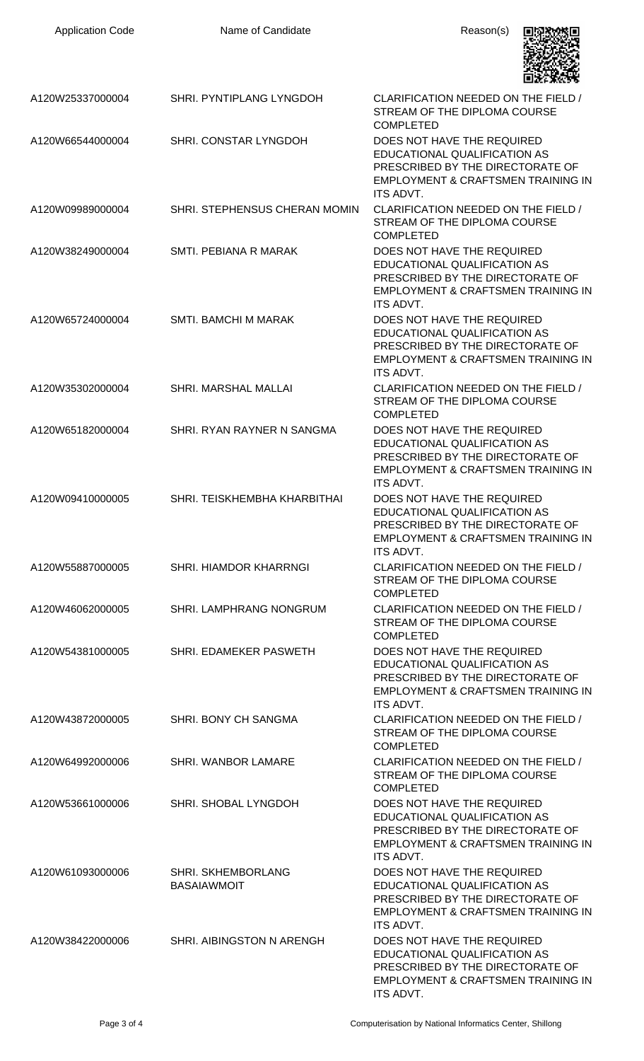| Application Code | Name of Candidate | Reason(s) |
|---|---|---|
| A120W25337000004 | SHRI. PYNTIPLANG LYNGDOH | CLARIFICATION NEEDED ON THE FIELD / STREAM OF THE DIPLOMA COURSE COMPLETED |
| A120W66544000004 | SHRI. CONSTAR LYNGDOH | DOES NOT HAVE THE REQUIRED EDUCATIONAL QUALIFICATION AS PRESCRIBED BY THE DIRECTORATE OF EMPLOYMENT & CRAFTSMEN TRAINING IN ITS ADVT. |
| A120W09989000004 | SHRI. STEPHENSUS CHERAN MOMIN | CLARIFICATION NEEDED ON THE FIELD / STREAM OF THE DIPLOMA COURSE COMPLETED |
| A120W38249000004 | SMTI. PEBIANA R MARAK | DOES NOT HAVE THE REQUIRED EDUCATIONAL QUALIFICATION AS PRESCRIBED BY THE DIRECTORATE OF EMPLOYMENT & CRAFTSMEN TRAINING IN ITS ADVT. |
| A120W65724000004 | SMTI. BAMCHI M MARAK | DOES NOT HAVE THE REQUIRED EDUCATIONAL QUALIFICATION AS PRESCRIBED BY THE DIRECTORATE OF EMPLOYMENT & CRAFTSMEN TRAINING IN ITS ADVT. |
| A120W35302000004 | SHRI. MARSHAL MALLAI | CLARIFICATION NEEDED ON THE FIELD / STREAM OF THE DIPLOMA COURSE COMPLETED |
| A120W65182000004 | SHRI. RYAN RAYNER N SANGMA | DOES NOT HAVE THE REQUIRED EDUCATIONAL QUALIFICATION AS PRESCRIBED BY THE DIRECTORATE OF EMPLOYMENT & CRAFTSMEN TRAINING IN ITS ADVT. |
| A120W09410000005 | SHRI. TEISKHEMBHA KHARBITHAI | DOES NOT HAVE THE REQUIRED EDUCATIONAL QUALIFICATION AS PRESCRIBED BY THE DIRECTORATE OF EMPLOYMENT & CRAFTSMEN TRAINING IN ITS ADVT. |
| A120W55887000005 | SHRI. HIAMDOR KHARRNGI | CLARIFICATION NEEDED ON THE FIELD / STREAM OF THE DIPLOMA COURSE COMPLETED |
| A120W46062000005 | SHRI. LAMPHRANG NONGRUM | CLARIFICATION NEEDED ON THE FIELD / STREAM OF THE DIPLOMA COURSE COMPLETED |
| A120W54381000005 | SHRI. EDAMEKER PASWETH | DOES NOT HAVE THE REQUIRED EDUCATIONAL QUALIFICATION AS PRESCRIBED BY THE DIRECTORATE OF EMPLOYMENT & CRAFTSMEN TRAINING IN ITS ADVT. |
| A120W43872000005 | SHRI. BONY CH SANGMA | CLARIFICATION NEEDED ON THE FIELD / STREAM OF THE DIPLOMA COURSE COMPLETED |
| A120W64992000006 | SHRI. WANBOR LAMARE | CLARIFICATION NEEDED ON THE FIELD / STREAM OF THE DIPLOMA COURSE COMPLETED |
| A120W53661000006 | SHRI. SHOBAL LYNGDOH | DOES NOT HAVE THE REQUIRED EDUCATIONAL QUALIFICATION AS PRESCRIBED BY THE DIRECTORATE OF EMPLOYMENT & CRAFTSMEN TRAINING IN ITS ADVT. |
| A120W61093000006 | SHRI. SKHEMBORLANG BASAIAWMOIT | DOES NOT HAVE THE REQUIRED EDUCATIONAL QUALIFICATION AS PRESCRIBED BY THE DIRECTORATE OF EMPLOYMENT & CRAFTSMEN TRAINING IN ITS ADVT. |
| A120W38422000006 | SHRI. AIBINGSTON N ARENGH | DOES NOT HAVE THE REQUIRED EDUCATIONAL QUALIFICATION AS PRESCRIBED BY THE DIRECTORATE OF EMPLOYMENT & CRAFTSMEN TRAINING IN ITS ADVT. |

Computerisation by National Informatics Center, Shillong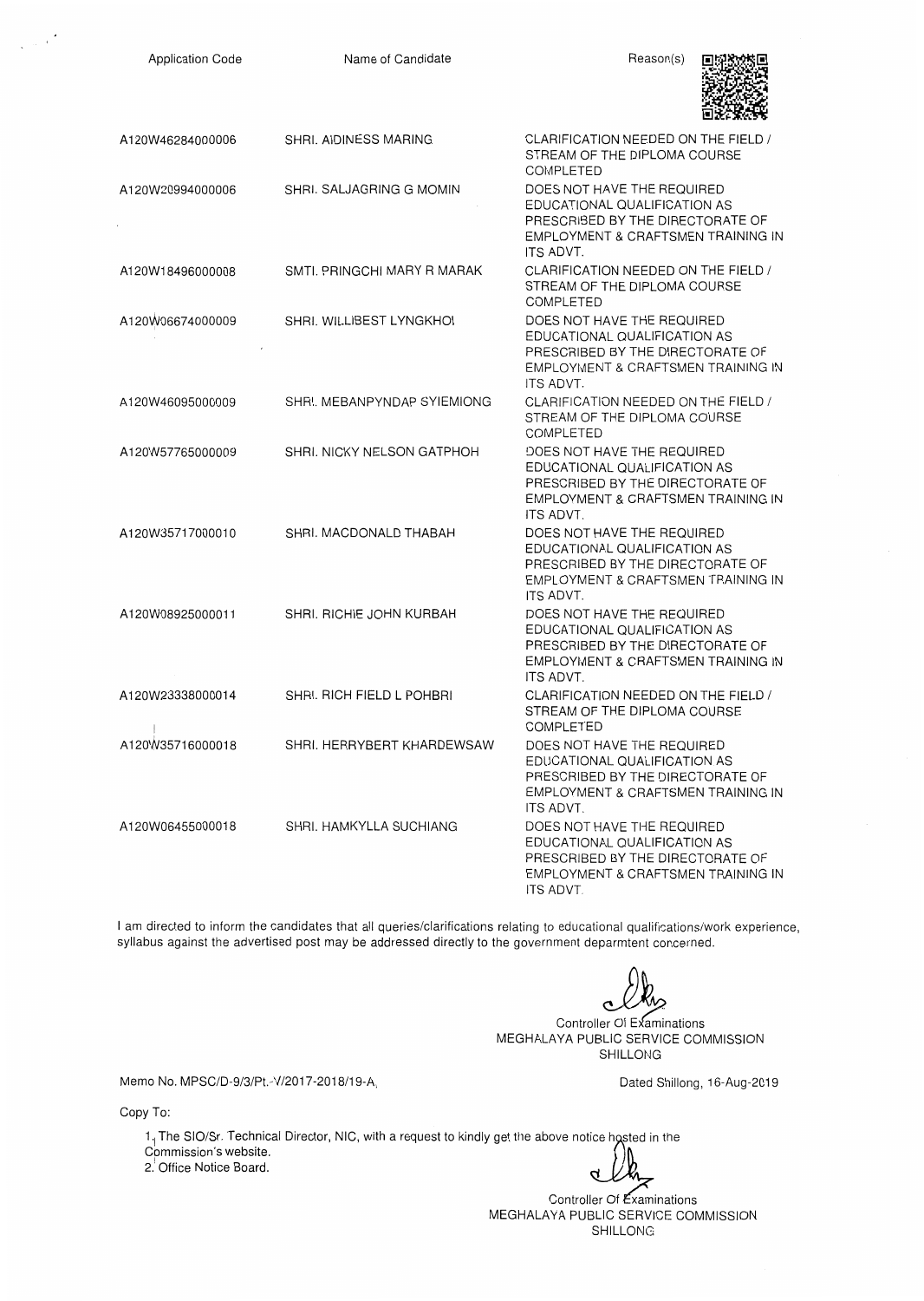| Application Code | Name of Candidate | Reason(s) |
|---|---|---|
| A120W46284000006 | SHRI. AIDINESS MARING | CLARIFICATION NEEDED ON THE FIELD / STREAM OF THE DIPLOMA COURSE COMPLETED |
| A120W20994000006 | SHRI. SALJAGRING G MOMIN | DOES NOT HAVE THE REQUIRED EDUCATIONAL QUALIFICATION AS PRESCRIBED BY THE DIRECTORATE OF EMPLOYMENT & CRAFTSMEN TRAINING IN ITS ADVT. |
| A120W18496000008 | SMTI. PRINGCHI MARY R MARAK | CLARIFICATION NEEDED ON THE FIELD / STREAM OF THE DIPLOMA COURSE COMPLETED |
| A120W06674000009 | SHRI. WILLIBEST LYNGKHOI | DOES NOT HAVE THE REQUIRED EDUCATIONAL QUALIFICATION AS PRESCRIBED BY THE DIRECTORATE OF EMPLOYMENT & CRAFTSMEN TRAINING IN ITS ADVT. |
| A120W46095000009 | SHRI. MEBANPYNDAP SYIEMIONG | CLARIFICATION NEEDED ON THE FIELD / STREAM OF THE DIPLOMA COURSE COMPLETED |
| A120W57765000009 | SHRI. NICKY NELSON GATPHOH | DOES NOT HAVE THE REQUIRED EDUCATIONAL QUALIFICATION AS PRESCRIBED BY THE DIRECTORATE OF EMPLOYMENT & CRAFTSMEN TRAINING IN ITS ADVT. |
| A120W35717000010 | SHRI. MACDONALD THABAH | DOES NOT HAVE THE REQUIRED EDUCATIONAL QUALIFICATION AS PRESCRIBED BY THE DIRECTORATE OF EMPLOYMENT & CRAFTSMEN TRAINING IN ITS ADVT. |
| A120W08925000011 | SHRI. RICHIE JOHN KURBAH | DOES NOT HAVE THE REQUIRED EDUCATIONAL QUALIFICATION AS PRESCRIBED BY THE DIRECTORATE OF EMPLOYMENT & CRAFTSMEN TRAINING IN ITS ADVT. |
| A120W23338000014 | SHRI. RICH FIELD L POHBRI | CLARIFICATION NEEDED ON THE FIELD / STREAM OF THE DIPLOMA COURSE COMPLETED |
| A120W35716000018 | SHRI. HERRYBERT KHARDEWSAW | DOES NOT HAVE THE REQUIRED EDUCATIONAL QUALIFICATION AS PRESCRIBED BY THE DIRECTORATE OF EMPLOYMENT & CRAFTSMEN TRAINING IN ITS ADVT. |
| A120W06455000018 | SHRI. HAMKYLLA SUCHIANG | DOES NOT HAVE THE REQUIRED EDUCATIONAL QUALIFICATION AS PRESCRIBED BY THE DIRECTORATE OF EMPLOYMENT & CRAFTSMEN TRAINING IN ITS ADVT. |

I am directed to inform the candidates that all queries/clarifications relating to educational qualifications/work experience, syllabus against the advertised post may be addressed directly to the government deparmtent concerned.

Controller Of Examinations
MEGHALAYA PUBLIC SERVICE COMMISSION
SHILLONG

Memo No. MPSC/D-9/3/Pt.-V/2017-2018/19-A,

Dated Shillong, 16-Aug-2019

Copy To:

1. The SIO/Sr. Technical Director, NIC, with a request to kindly get the above notice hosted in the Commission's website.
2. Office Notice Board.

Controller Of Examinations
MEGHALAYA PUBLIC SERVICE COMMISSION
SHILLONG